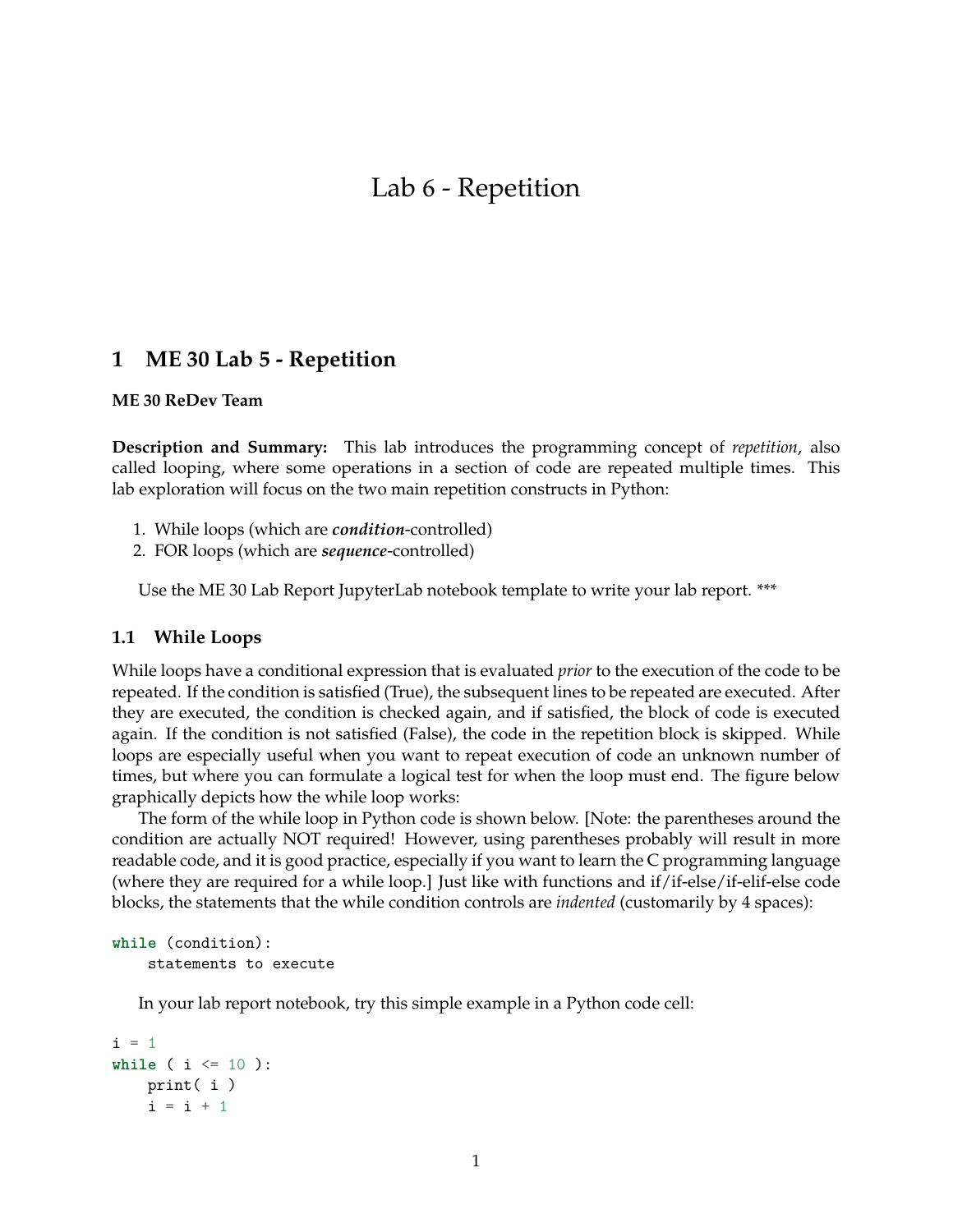# Lab 6 - Repetition

## 1 ME 30 Lab 5 - Repetition

**ME 30 ReDev Team**

**Description and Summary:** This lab introduces the programming concept of *repetition*, also called looping, where some operations in a section of code are repeated multiple times. This lab exploration will focus on the two main repetition constructs in Python:

1. While loops (which are ***condition***-controlled)
2. FOR loops (which are ***sequence***-controlled)

Use the ME 30 Lab Report JupyterLab notebook template to write your lab report. ***

### 1.1 While Loops

While loops have a conditional expression that is evaluated *prior* to the execution of the code to be repeated. If the condition is satisfied (True), the subsequent lines to be repeated are executed. After they are executed, the condition is checked again, and if satisfied, the block of code is executed again. If the condition is not satisfied (False), the code in the repetition block is skipped. While loops are especially useful when you want to repeat execution of code an unknown number of times, but where you can formulate a logical test for when the loop must end. The figure below graphically depicts how the while loop works:

The form of the while loop in Python code is shown below. [Note: the parentheses around the condition are actually NOT required! However, using parentheses probably will result in more readable code, and it is good practice, especially if you want to learn the C programming language (where they are required for a while loop.] Just like with functions and if/if-else/if-elif-else code blocks, the statements that the while condition controls are *indented* (customarily by 4 spaces):

```
while (condition):
    statements to execute
```

In your lab report notebook, try this simple example in a Python code cell:

```
i = 1
while ( i <= 10 ):
    print( i )
    i = i + 1
```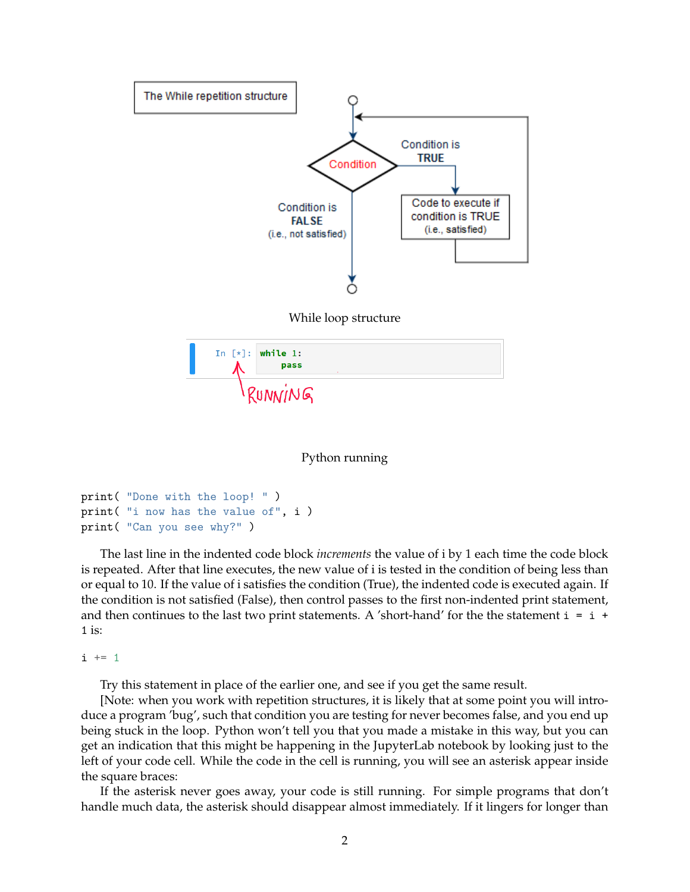While loop structure

Python running

```
print( "Done with the loop! " )
print( "i now has the value of", i )
print( "Can you see why?" )
```

The last line in the indented code block *increments* the value of i by 1 each time the code block is repeated. After that line executes, the new value of i is tested in the condition of being less than or equal to 10. If the value of i satisfies the condition (True), the indented code is executed again. If the condition is not satisfied (False), then control passes to the first non-indented print statement, and then continues to the last two print statements. A 'short-hand' for the the statement `i = i + 1` is:

```
i += 1
```

Try this statement in place of the earlier one, and see if you get the same result.

[Note: when you work with repetition structures, it is likely that at some point you will introduce a program 'bug', such that condition you are testing for never becomes false, and you end up being stuck in the loop. Python won't tell you that you made a mistake in this way, but you can get an indication that this might be happening in the JupyterLab notebook by looking just to the left of your code cell. While the code in the cell is running, you will see an asterisk appear inside the square braces:

If the asterisk never goes away, your code is still running. For simple programs that don't handle much data, the asterisk should disappear almost immediately. If it lingers for longer than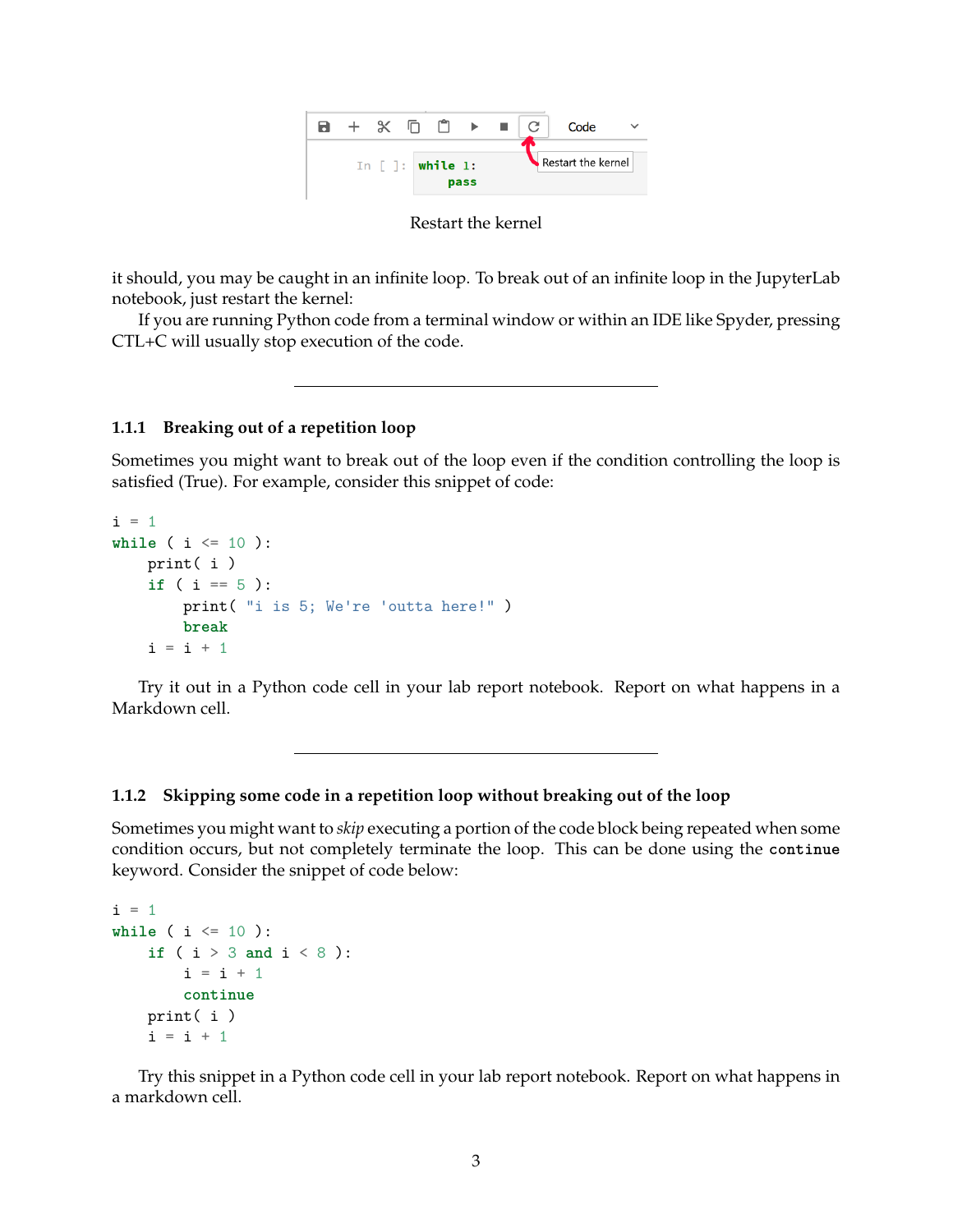Restart the kernel

it should, you may be caught in an infinite loop. To break out of an infinite loop in the JupyterLab notebook, just restart the kernel:

If you are running Python code from a terminal window or within an IDE like Spyder, pressing CTL+C will usually stop execution of the code.

---

### 1.1.1 Breaking out of a repetition loop

Sometimes you might want to break out of the loop even if the condition controlling the loop is satisfied (True). For example, consider this snippet of code:

```
i = 1
while ( i <= 10 ):
    print( i )
    if ( i == 5 ):
        print( "i is 5; We're 'outta here!" )
        break
    i = i + 1
```

Try it out in a Python code cell in your lab report notebook. Report on what happens in a Markdown cell.

---

### 1.1.2 Skipping some code in a repetition loop without breaking out of the loop

Sometimes you might want to *skip* executing a portion of the code block being repeated when some condition occurs, but not completely terminate the loop. This can be done using the `continue` keyword. Consider the snippet of code below:

```
i = 1
while ( i <= 10 ):
    if ( i > 3 and i < 8 ):
        i = i + 1
        continue
    print( i )
    i = i + 1
```

Try this snippet in a Python code cell in your lab report notebook. Report on what happens in a markdown cell.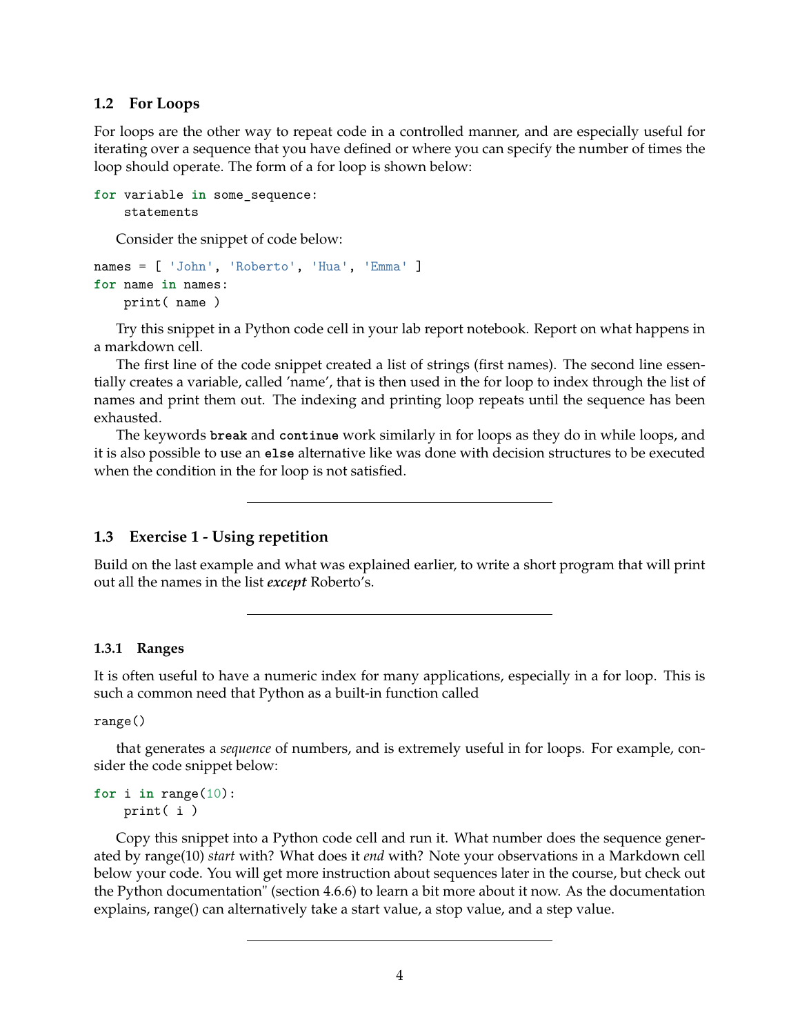### 1.2 For Loops

For loops are the other way to repeat code in a controlled manner, and are especially useful for iterating over a sequence that you have defined or where you can specify the number of times the loop should operate. The form of a for loop is shown below:

```
for variable in some_sequence:
    statements
```

Consider the snippet of code below:

```
names = [ 'John', 'Roberto', 'Hua', 'Emma' ]
for name in names:
    print( name )
```

Try this snippet in a Python code cell in your lab report notebook. Report on what happens in a markdown cell.

The first line of the code snippet created a list of strings (first names). The second line essentially creates a variable, called 'name', that is then used in the for loop to index through the list of names and print them out. The indexing and printing loop repeats until the sequence has been exhausted.

The keywords `break` and `continue` work similarly in for loops as they do in while loops, and it is also possible to use an `else` alternative like was done with decision structures to be executed when the condition in the for loop is not satisfied.

---

### 1.3 Exercise 1 - Using repetition

Build on the last example and what was explained earlier, to write a short program that will print out all the names in the list ***except*** Roberto's.

---

#### 1.3.1 Ranges

It is often useful to have a numeric index for many applications, especially in a for loop. This is such a common need that Python as a built-in function called

```
range()
```

that generates a *sequence* of numbers, and is extremely useful in for loops. For example, consider the code snippet below:

```
for i in range(10):
    print( i )
```

Copy this snippet into a Python code cell and run it. What number does the sequence generated by range(10) *start* with? What does it *end* with? Note your observations in a Markdown cell below your code. You will get more instruction about sequences later in the course, but check out the Python documentation" (section 4.6.6) to learn a bit more about it now. As the documentation explains, range() can alternatively take a start value, a stop value, and a step value.

---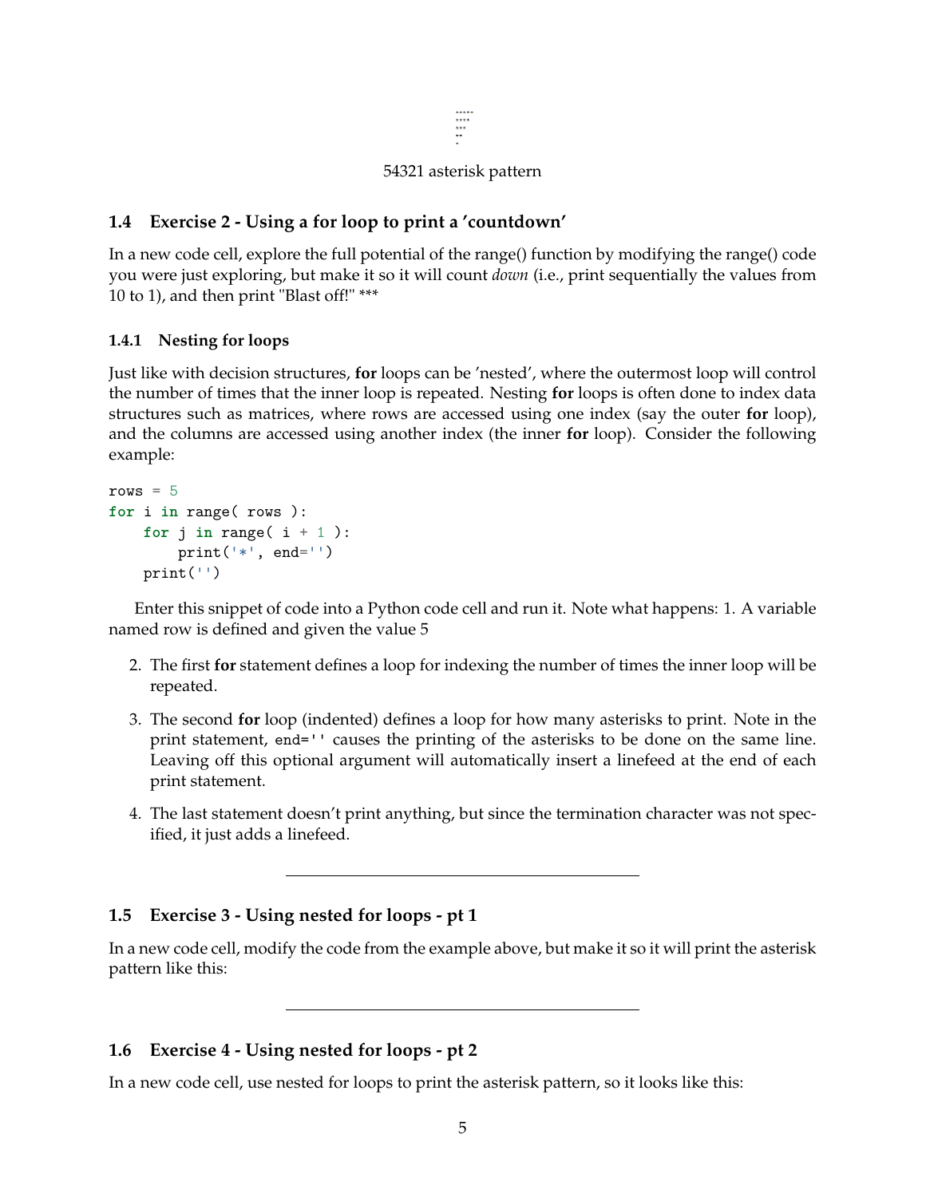```
*****
****
***
**
*
```

54321 asterisk pattern

### 1.4 Exercise 2 - Using a for loop to print a 'countdown'

In a new code cell, explore the full potential of the range() function by modifying the range() code you were just exploring, but make it so it will count *down* (i.e., print sequentially the values from 10 to 1), and then print "Blast off!" ***

#### 1.4.1 Nesting for loops

Just like with decision structures, **for** loops can be 'nested', where the outermost loop will control the number of times that the inner loop is repeated. Nesting **for** loops is often done to index data structures such as matrices, where rows are accessed using one index (say the outer **for** loop), and the columns are accessed using another index (the inner **for** loop). Consider the following example:

```
rows = 5
for i in range( rows ):
    for j in range( i + 1 ):
        print('*', end='')
    print('')
```

Enter this snippet of code into a Python code cell and run it. Note what happens: 1. A variable named row is defined and given the value 5

2. The first **for** statement defines a loop for indexing the number of times the inner loop will be repeated.

3. The second **for** loop (indented) defines a loop for how many asterisks to print. Note in the print statement, `end=''` causes the printing of the asterisks to be done on the same line. Leaving off this optional argument will automatically insert a linefeed at the end of each print statement.

4. The last statement doesn't print anything, but since the termination character was not specified, it just adds a linefeed.

---

### 1.5 Exercise 3 - Using nested for loops - pt 1

In a new code cell, modify the code from the example above, but make it so it will print the asterisk pattern like this:

---

### 1.6 Exercise 4 - Using nested for loops - pt 2

In a new code cell, use nested for loops to print the asterisk pattern, so it looks like this: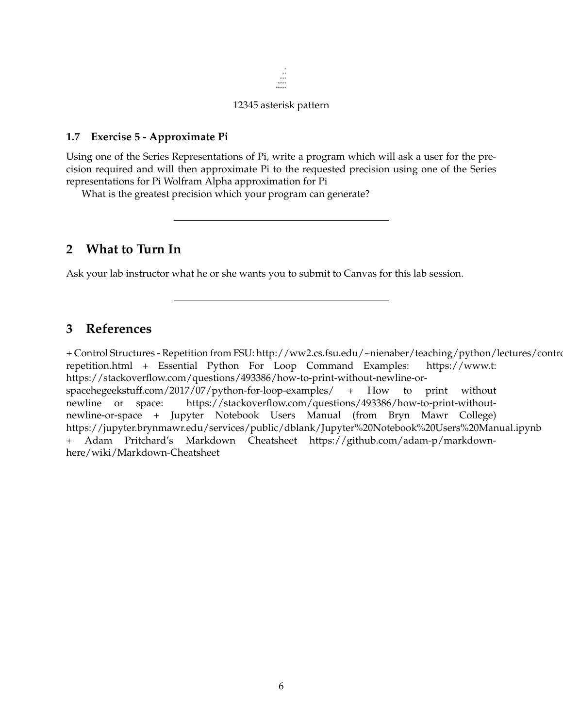12345 asterisk pattern

### 1.7 Exercise 5 - Approximate Pi

Using one of the Series Representations of Pi, write a program which will ask a user for the precision required and will then approximate Pi to the requested precision using one of the Series representations for Pi Wolfram Alpha approximation for Pi

What is the greatest precision which your program can generate?

---

## 2 What to Turn In

Ask your lab instructor what he or she wants you to submit to Canvas for this lab session.

---

## 3 References

+ Control Structures - Repetition from FSU: http://ww2.cs.fsu.edu/~nienaber/teaching/python/lectures/contro repetition.html + Essential Python For Loop Command Examples: https://www.t: https://stackoverflow.com/questions/493386/how-to-print-without-newline-or-spacehegeekstuff.com/2017/07/python-for-loop-examples/ + How to print without newline or space: https://stackoverflow.com/questions/493386/how-to-print-without-newline-or-space + Jupyter Notebook Users Manual (from Bryn Mawr College) https://jupyter.brynmawr.edu/services/public/dblank/Jupyter%20Notebook%20Users%20Manual.ipynb + Adam Pritchard's Markdown Cheatsheet https://github.com/adam-p/markdown-here/wiki/Markdown-Cheatsheet